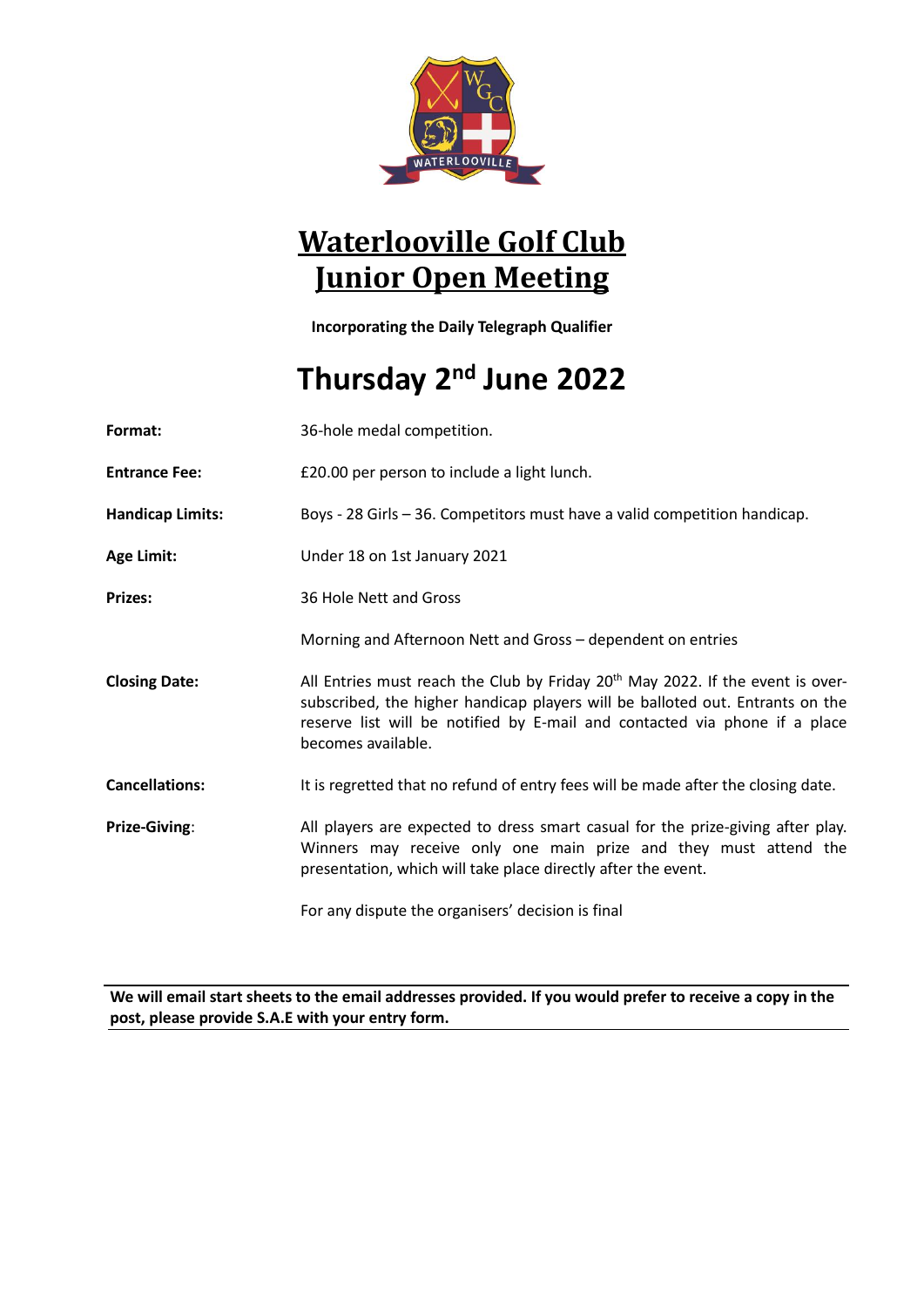# Waterlooville Golf Club
# Junior Open Meeting

**Incorporating the Daily Telegraph Qualifier**

## Thursday 2nd June 2022

**Format:** 36-hole medal competition.

**Entrance Fee:** £20.00 per person to include a light lunch.

**Handicap Limits:** Boys - 28 Girls – 36. Competitors must have a valid competition handicap.

**Age Limit:** Under 18 on 1st January 2021

**Prizes:** 36 Hole Nett and Gross

Morning and Afternoon Nett and Gross – dependent on entries

**Closing Date:** All Entries must reach the Club by Friday 20th May 2022. If the event is over-subscribed, the higher handicap players will be balloted out. Entrants on the reserve list will be notified by E-mail and contacted via phone if a place becomes available.

**Cancellations:** It is regretted that no refund of entry fees will be made after the closing date.

**Prize-Giving**: All players are expected to dress smart casual for the prize-giving after play. Winners may receive only one main prize and they must attend the presentation, which will take place directly after the event.

For any dispute the organisers' decision is final

---

**We will email start sheets to the email addresses provided. If you would prefer to receive a copy in the post, please provide S.A.E with your entry form.**

---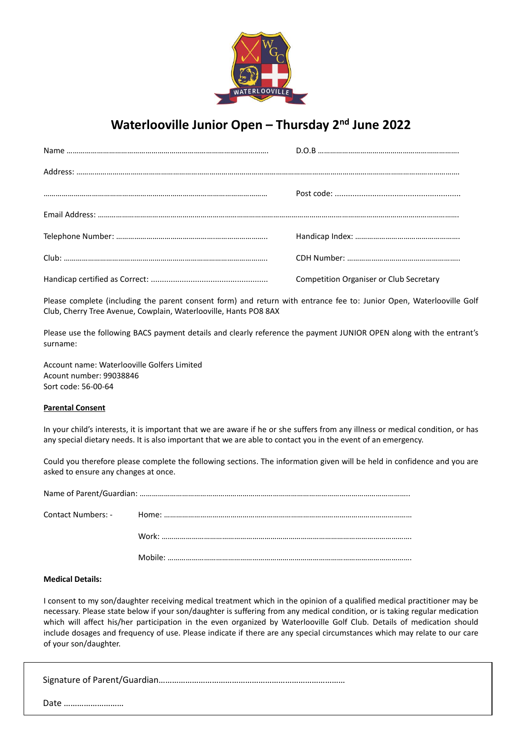# Waterlooville Junior Open – Thursday 2nd June 2022

Name ……………………………………………………………………………………… D.O.B ……………………………………………………………

Address: ……………………………………………………………………………………………………………………………………………………………

………………………………………………………………………………………………… Post code: ………………………………………………

Email Address: ………………………………………………………………………………………………………………………………………………

Telephone Number: ……………………………………………………………………. Handicap Index: ……………………………………………

Club: ……………………………………………………………………………………… CDH Number: …………………………………………………

Handicap certified as Correct: ………………………………………………… Competition Organiser or Club Secretary

Please complete (including the parent consent form) and return with entrance fee to: Junior Open, Waterlooville Golf Club, Cherry Tree Avenue, Cowplain, Waterlooville, Hants PO8 8AX

Please use the following BACS payment details and clearly reference the payment JUNIOR OPEN along with the entrant's surname:

Account name: Waterlooville Golfers Limited
Acount number: 99038846
Sort code: 56-00-64

**Parental Consent**

In your child's interests, it is important that we are aware if he or she suffers from any illness or medical condition, or has any special dietary needs. It is also important that we are able to contact you in the event of an emergency.

Could you therefore please complete the following sections. The information given will be held in confidence and you are asked to ensure any changes at once.

Name of Parent/Guardian: ……………………………………………………………………………………………………………………

Contact Numbers: - Home: ……………………………………………………………………………………………………

Work: ……………………………………………………………………………………………………

Mobile: …………………………………………………………………………………………………

**Medical Details:**

I consent to my son/daughter receiving medical treatment which in the opinion of a qualified medical practitioner may be necessary. Please state below if your son/daughter is suffering from any medical condition, or is taking regular medication which will affect his/her participation in the even organized by Waterlooville Golf Club. Details of medication should include dosages and frequency of use. Please indicate if there are any special circumstances which may relate to our care of your son/daughter.

Signature of Parent/Guardian…………………………………………………………………………

Date ………………………